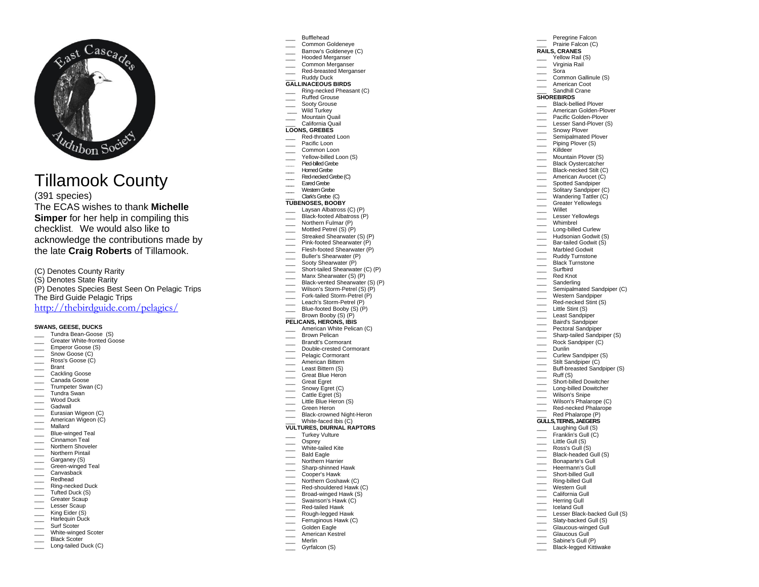East Cascades Audubon Society

# Tillamook County

(391 species)

The ECAS wishes to thank **Michelle Simper** for her help in compiling this checklist. We would also like to acknowledge the contributions made by the late **Craig Roberts** of Tillamook.

(C) Denotes County Rarity
(S) Denotes State Rarity
(P) Denotes Species Best Seen On Pelagic Trips
The Bird Guide Pelagic Trips
http://thebirdguide.com/pelagics/

**SWANS, GEESE, DUCKS**

- ___ Tundra Bean-Goose (S)
- ___ Greater White-fronted Goose
- ___ Emperor Goose (S)
- ___ Snow Goose (C)
- ___ Ross's Goose (C)
- ___ Brant
- ___ Cackling Goose
- ___ Canada Goose
- ___ Trumpeter Swan (C)
- ___ Tundra Swan
- ___ Wood Duck
- ___ Gadwall
- ___ Eurasian Wigeon (C)
- ___ American Wigeon (C)
- ___ Mallard
- ___ Blue-winged Teal
- ___ Cinnamon Teal
- ___ Northern Shoveler
- ___ Northern Pintail
- ___ Garganey (S)
- ___ Green-winged Teal
- ___ Canvasback
- ___ Redhead
- ___ Ring-necked Duck
- ___ Tufted Duck (S)
- ___ Greater Scaup
- ___ Lesser Scaup
- ___ King Eider (S)
- ___ Harlequin Duck
- ___ Surf Scoter
- ___ White-winged Scoter
- ___ Black Scoter
- ___ Long-tailed Duck (C)
- ___ Bufflehead
- ___ Common Goldeneye
- ___ Barrow's Goldeneye (C)
- ___ Hooded Merganser
- ___ Common Merganser
- ___ Red-breasted Merganser
- ___ Ruddy Duck

**GALLINACEOUS BIRDS**

- ___ Ring-necked Pheasant (C)
- ___ Ruffed Grouse
- ___ Sooty Grouse
- ___ Wild Turkey
- ___ Mountain Quail
- ___ California Quail

**LOONS, GREBES**

- ___ Red-throated Loon
- ___ Pacific Loon
- ___ Common Loon
- ___ Yellow-billed Loon (S)
- ___ Pied-billed Grebe
- ___ Horned Grebe
- ___ Red-necked Grebe (C)
- ___ Eared Grebe
- ___ Western Grebe
- ___ Clark's Grebe (C)

**TUBENOSES, BOOBY**

- ___ Laysan Albatross (C) (P)
- ___ Black-footed Albatross (P)
- ___ Northern Fulmar (P)
- ___ Mottled Petrel (S) (P)
- ___ Streaked Shearwater (S) (P)
- ___ Pink-footed Shearwater (P)
- ___ Flesh-footed Shearwater (P)
- ___ Buller's Shearwater (P)
- ___ Sooty Shearwater (P)
- ___ Short-tailed Shearwater (C) (P)
- ___ Manx Shearwater (S) (P)
- ___ Black-vented Shearwater (S) (P)
- ___ Wilson's Storm-Petrel (S) (P)
- ___ Fork-tailed Storm-Petrel (P)
- ___ Leach's Storm-Petrel (P)
- ___ Blue-footed Booby (S) (P)
- ___ Brown Booby (S) (P)

**PELICANS, HERONS, IBIS**

- ___ American White Pelican (C)
- ___ Brown Pelican
- ___ Brandt's Cormorant
- ___ Double-crested Cormorant
- ___ Pelagic Cormorant
- ___ American Bittern
- ___ Least Bittern (S)
- ___ Great Blue Heron
- ___ Great Egret
- ___ Snowy Egret (C)
- ___ Cattle Egret (S)
- ___ Little Blue Heron (S)
- ___ Green Heron
- ___ Black-crowned Night-Heron
- ___ White-faced Ibis (C)

**VULTURES, DIURNAL RAPTORS**

- ___ Turkey Vulture
- ___ Osprey
- ___ White-tailed Kite
- ___ Bald Eagle
- ___ Northern Harrier
- ___ Sharp-shinned Hawk
- ___ Cooper's Hawk
- ___ Northern Goshawk (C)
- ___ Red-shouldered Hawk (C)
- ___ Broad-winged Hawk (S)
- ___ Swainson's Hawk (C)
- ___ Red-tailed Hawk
- ___ Rough-legged Hawk
- ___ Ferruginous Hawk (C)
- ___ Golden Eagle
- ___ American Kestrel
- ___ Merlin
- ___ Gyrfalcon (S)
- ___ Peregrine Falcon
- ___ Prairie Falcon (C)

**RAILS, CRANES**

- ___ Yellow Rail (S)
- ___ Virginia Rail
- ___ Sora
- ___ Common Gallinule (S)
- ___ American Coot
- ___ Sandhill Crane

**SHOREBIRDS**

- ___ Black-bellied Plover
- ___ American Golden-Plover
- ___ Pacific Golden-Plover
- ___ Lesser Sand-Plover (S)
- ___ Snowy Plover
- ___ Semipalmated Plover
- ___ Piping Plover (S)
- ___ Killdeer
- ___ Mountain Plover (S)
- ___ Black Oystercatcher
- ___ Black-necked Stilt (C)
- ___ American Avocet (C)
- ___ Spotted Sandpiper
- ___ Solitary Sandpiper (C)
- ___ Wandering Tattler (C)
- ___ Greater Yellowlegs
- ___ Willet
- ___ Lesser Yellowlegs
- ___ Whimbrel
- ___ Long-billed Curlew
- ___ Hudsonian Godwit (S)
- ___ Bar-tailed Godwit (S)
- ___ Marbled Godwit
- ___ Ruddy Turnstone
- ___ Black Turnstone
- ___ Surfbird
- ___ Red Knot
- ___ Sanderling
- ___ Semipalmated Sandpiper (C)
- ___ Western Sandpiper
- ___ Red-necked Stint (S)
- ___ Little Stint (S)
- ___ Least Sandpiper
- ___ Baird's Sandpiper
- ___ Pectoral Sandpiper
- ___ Sharp-tailed Sandpiper (S)
- ___ Rock Sandpiper (C)
- ___ Dunlin
- ___ Curlew Sandpiper (S)
- ___ Stilt Sandpiper (C)
- ___ Buff-breasted Sandpiper (S)
- ___ Ruff (S)
- ___ Short-billed Dowitcher
- ___ Long-billed Dowitcher
- ___ Wilson's Snipe
- ___ Wilson's Phalarope (C)
- ___ Red-necked Phalarope
- ___ Red Phalarope (P)

**GULLS, TERNS, JAEGERS**

- ___ Laughing Gull (S)
- ___ Franklin's Gull (C)
- ___ Little Gull (S)
- ___ Ross's Gull (S)
- ___ Black-headed Gull (S)
- ___ Bonaparte's Gull
- ___ Heermann's Gull
- ___ Short-billed Gull
- ___ Ring-billed Gull
- ___ Western Gull
- ___ California Gull
- ___ Herring Gull
- ___ Iceland Gull
- ___ Lesser Black-backed Gull (S)
- ___ Slaty-backed Gull (S)
- ___ Glaucous-winged Gull
- ___ Glaucous Gull
- ___ Sabine's Gull (P)
- ___ Black-legged Kittiwake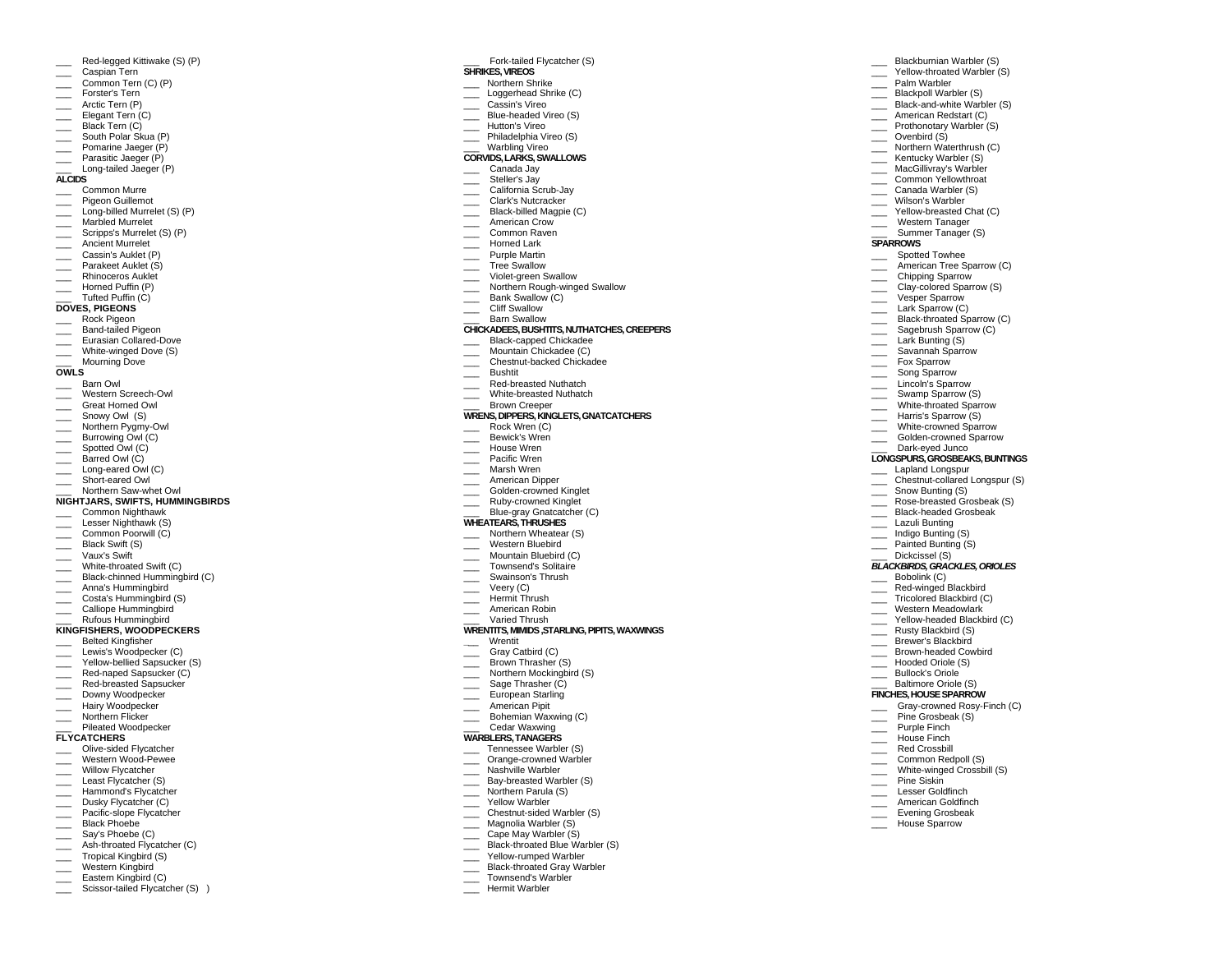___ Red-legged Kittiwake (S) (P)
___ Caspian Tern
___ Common Tern (C) (P)
___ Forster's Tern
___ Arctic Tern (P)
___ Elegant Tern (C)
___ Black Tern (C)
___ South Polar Skua (P)
___ Pomarine Jaeger (P)
___ Parasitic Jaeger (P)
___ Long-tailed Jaeger (P)

**ALCIDS**

___ Common Murre
___ Pigeon Guillemot
___ Long-billed Murrelet (S) (P)
___ Marbled Murrelet
___ Scripps's Murrelet (S) (P)
___ Ancient Murrelet
___ Cassin's Auklet (P)
___ Parakeet Auklet (S)
___ Rhinoceros Auklet
___ Horned Puffin (P)
___ Tufted Puffin (C)

**DOVES, PIGEONS**

___ Rock Pigeon
___ Band-tailed Pigeon
___ Eurasian Collared-Dove
___ White-winged Dove (S)
___ Mourning Dove

**OWLS**

___ Barn Owl
___ Western Screech-Owl
___ Great Horned Owl
___ Snowy Owl (S)
___ Northern Pygmy-Owl
___ Burrowing Owl (C)
___ Spotted Owl (C)
___ Barred Owl (C)
___ Long-eared Owl (C)
___ Short-eared Owl
___ Northern Saw-whet Owl

**NIGHTJARS, SWIFTS, HUMMINGBIRDS**

___ Common Nighthawk
___ Lesser Nighthawk (S)
___ Common Poorwill (C)
___ Black Swift (S)
___ Vaux's Swift
___ White-throated Swift (C)
___ Black-chinned Hummingbird (C)
___ Anna's Hummingbird
___ Costa's Hummingbird (S)
___ Calliope Hummingbird
___ Rufous Hummingbird

**KINGFISHERS, WOODPECKERS**

___ Belted Kingfisher
___ Lewis's Woodpecker (C)
___ Yellow-bellied Sapsucker (S)
___ Red-naped Sapsucker (C)
___ Red-breasted Sapsucker
___ Downy Woodpecker
___ Hairy Woodpecker
___ Northern Flicker
___ Pileated Woodpecker

**FLYCATCHERS**

___ Olive-sided Flycatcher
___ Western Wood-Pewee
___ Willow Flycatcher
___ Least Flycatcher (S)
___ Hammond's Flycatcher
___ Dusky Flycatcher (C)
___ Pacific-slope Flycatcher
___ Black Phoebe
___ Say's Phoebe (C)
___ Ash-throated Flycatcher (C)
___ Tropical Kingbird (S)
___ Western Kingbird
___ Eastern Kingbird (C)
___ Scissor-tailed Flycatcher (S) )
___ Fork-tailed Flycatcher (S)

**SHRIKES, VIREOS**

___ Northern Shrike
___ Loggerhead Shrike (C)
___ Cassin's Vireo
___ Blue-headed Vireo (S)
___ Hutton's Vireo
___ Philadelphia Vireo (S)
___ Warbling Vireo

**CORVIDS, LARKS, SWALLOWS**

___ Canada Jay
___ Steller's Jay
___ California Scrub-Jay
___ Clark's Nutcracker
___ Black-billed Magpie (C)
___ American Crow
___ Common Raven
___ Horned Lark
___ Purple Martin
___ Tree Swallow
___ Violet-green Swallow
___ Northern Rough-winged Swallow
___ Bank Swallow (C)
___ Cliff Swallow
___ Barn Swallow

**CHICKADEES, BUSHTITS, NUTHATCHES, CREEPERS**

___ Black-capped Chickadee
___ Mountain Chickadee (C)
___ Chestnut-backed Chickadee
___ Bushtit
___ Red-breasted Nuthatch
___ White-breasted Nuthatch
___ Brown Creeper

**WRENS, DIPPERS, KINGLETS, GNATCATCHERS**

___ Rock Wren (C)
___ Bewick's Wren
___ House Wren
___ Pacific Wren
___ Marsh Wren
___ American Dipper
___ Golden-crowned Kinglet
___ Ruby-crowned Kinglet
___ Blue-gray Gnatcatcher (C)

**WHEATEARS, THRUSHES**

___ Northern Wheatear (S)
___ Western Bluebird
___ Mountain Bluebird (C)
___ Townsend's Solitaire
___ Swainson's Thrush
___ Veery (C)
___ Hermit Thrush
___ American Robin
___ Varied Thrush

**WRENTITS, MIMIDS ,STARLING, PIPITS, WAXWINGS**

___ Wrentit
___ Gray Catbird (C)
___ Brown Thrasher (S)
___ Northern Mockingbird (S)
___ Sage Thrasher (C)
___ European Starling
___ American Pipit
___ Bohemian Waxwing (C)
___ Cedar Waxwing

**WARBLERS, TANAGERS**

___ Tennessee Warbler (S)
___ Orange-crowned Warbler
___ Nashville Warbler
___ Bay-breasted Warbler (S)
___ Northern Parula (S)
___ Yellow Warbler
___ Chestnut-sided Warbler (S)
___ Magnolia Warbler (S)
___ Cape May Warbler (S)
___ Black-throated Blue Warbler (S)
___ Yellow-rumped Warbler
___ Black-throated Gray Warbler
___ Townsend's Warbler
___ Hermit Warbler
___ Blackburnian Warbler (S)
___ Yellow-throated Warbler (S)
___ Palm Warbler
___ Blackpoll Warbler (S)
___ Black-and-white Warbler (S)
___ American Redstart (C)
___ Prothonotary Warbler (S)
___ Ovenbird (S)
___ Northern Waterthrush (C)
___ Kentucky Warbler (S)
___ MacGillivray's Warbler
___ Common Yellowthroat
___ Canada Warbler (S)
___ Wilson's Warbler
___ Yellow-breasted Chat (C)
___ Western Tanager
___ Summer Tanager (S)

**SPARROWS**

___ Spotted Towhee
___ American Tree Sparrow (C)
___ Chipping Sparrow
___ Clay-colored Sparrow (S)
___ Vesper Sparrow
___ Lark Sparrow (C)
___ Black-throated Sparrow (C)
___ Sagebrush Sparrow (C)
___ Lark Bunting (S)
___ Savannah Sparrow
___ Fox Sparrow
___ Song Sparrow
___ Lincoln's Sparrow
___ Swamp Sparrow (S)
___ White-throated Sparrow
___ Harris's Sparrow (S)
___ White-crowned Sparrow
___ Golden-crowned Sparrow
___ Dark-eyed Junco

**LONGSPURS, GROSBEAKS, BUNTINGS**

___ Lapland Longspur
___ Chestnut-collared Longspur (S)
___ Snow Bunting (S)
___ Rose-breasted Grosbeak (S)
___ Black-headed Grosbeak
___ Lazuli Bunting
___ Indigo Bunting (S)
___ Painted Bunting (S)
___ Dickcissel (S)

***BLACKBIRDS, GRACKLES, ORIOLES***

___ Bobolink (C)
___ Red-winged Blackbird
___ Tricolored Blackbird (C)
___ Western Meadowlark
___ Yellow-headed Blackbird (C)
___ Rusty Blackbird (S)
___ Brewer's Blackbird
___ Brown-headed Cowbird
___ Hooded Oriole (S)
___ Bullock's Oriole
___ Baltimore Oriole (S)

**FINCHES, HOUSE SPARROW**

___ Gray-crowned Rosy-Finch (C)
___ Pine Grosbeak (S)
___ Purple Finch
___ House Finch
___ Red Crossbill
___ Common Redpoll (S)
___ White-winged Crossbill (S)
___ Pine Siskin
___ Lesser Goldfinch
___ American Goldfinch
___ Evening Grosbeak
___ House Sparrow